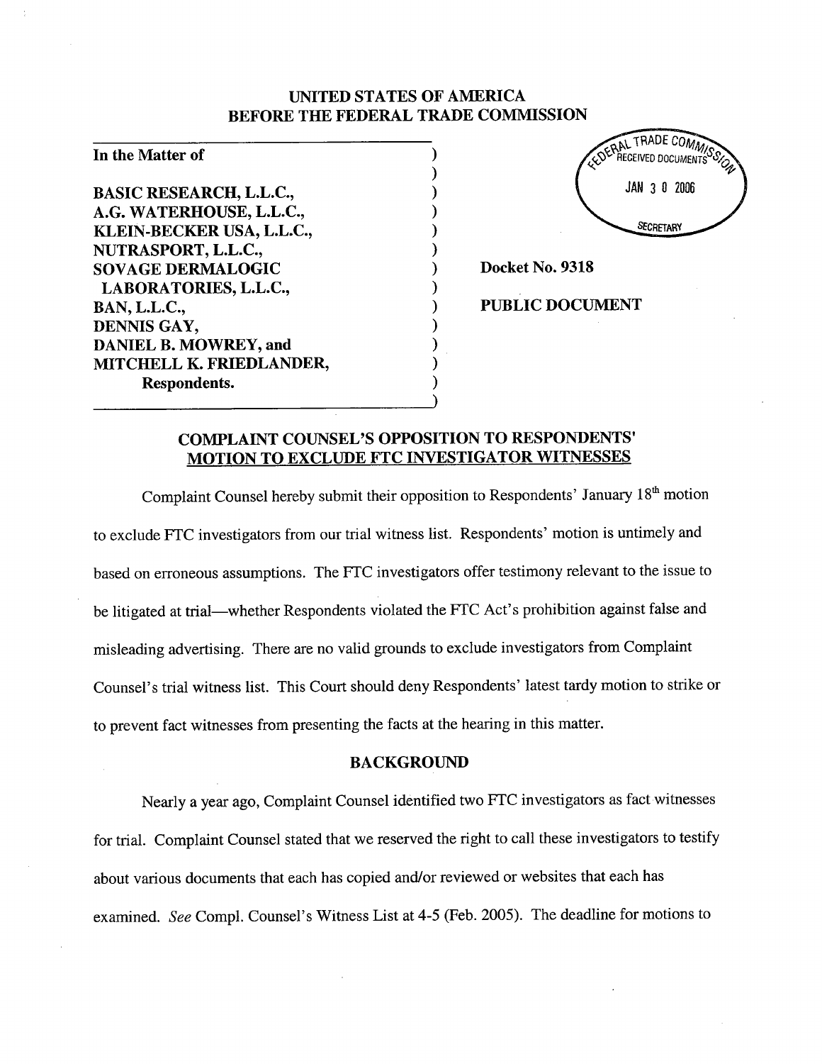# UNITED STATES OF AMERICA
# BEFORE THE FEDERAL TRADE COMMISSION

FEDERAL TRADE COMMISSION RECEIVED DOCUMENTS JAN 30 2006 SECRETARY

**In the Matter of**

**BASIC RESEARCH, L.L.C.,**
**A.G. WATERHOUSE, L.L.C.,**
**KLEIN-BECKER USA, L.L.C.,**
**NUTRASPORT, L.L.C.,**
**SOVAGE DERMALOGIC LABORATORIES, L.L.C.,**
**BAN, L.L.C.,**
**DENNIS GAY,**
**DANIEL B. MOWREY, and**
**MITCHELL K. FRIEDLANDER,**
**Respondents.**

**Docket No. 9318**

**PUBLIC DOCUMENT**

## COMPLAINT COUNSEL'S OPPOSITION TO RESPONDENTS' MOTION TO EXCLUDE FTC INVESTIGATOR WITNESSES

Complaint Counsel hereby submit their opposition to Respondents' January 18th motion to exclude FTC investigators from our trial witness list. Respondents' motion is untimely and based on erroneous assumptions. The FTC investigators offer testimony relevant to the issue to be litigated at trial—whether Respondents violated the FTC Act's prohibition against false and misleading advertising. There are no valid grounds to exclude investigators from Complaint Counsel's trial witness list. This Court should deny Respondents' latest tardy motion to strike or to prevent fact witnesses from presenting the facts at the hearing in this matter.

## BACKGROUND

Nearly a year ago, Complaint Counsel identified two FTC investigators as fact witnesses for trial. Complaint Counsel stated that we reserved the right to call these investigators to testify about various documents that each has copied and/or reviewed or websites that each has examined. *See* Compl. Counsel's Witness List at 4-5 (Feb. 2005). The deadline for motions to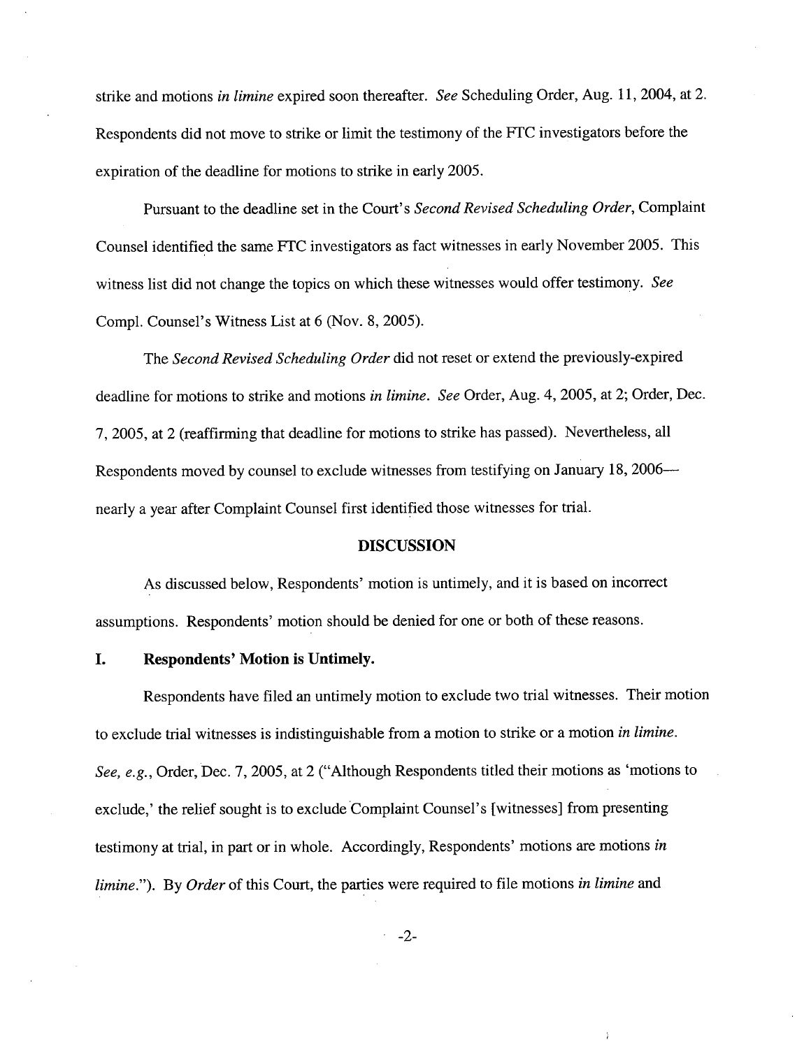strike and motions *in limine* expired soon thereafter. *See* Scheduling Order, Aug. 11, 2004, at 2. Respondents did not move to strike or limit the testimony of the FTC investigators before the expiration of the deadline for motions to strike in early 2005.

Pursuant to the deadline set in the Court's *Second Revised Scheduling Order*, Complaint Counsel identified the same FTC investigators as fact witnesses in early November 2005. This witness list did not change the topics on which these witnesses would offer testimony. *See* Compl. Counsel's Witness List at 6 (Nov. 8, 2005).

The *Second Revised Scheduling Order* did not reset or extend the previously-expired deadline for motions to strike and motions *in limine*. *See* Order, Aug. 4, 2005, at 2; Order, Dec. 7, 2005, at 2 (reaffirming that deadline for motions to strike has passed). Nevertheless, all Respondents moved by counsel to exclude witnesses from testifying on January 18, 2006—nearly a year after Complaint Counsel first identified those witnesses for trial.

## DISCUSSION

As discussed below, Respondents' motion is untimely, and it is based on incorrect assumptions. Respondents' motion should be denied for one or both of these reasons.

### I. Respondents' Motion is Untimely.

Respondents have filed an untimely motion to exclude two trial witnesses. Their motion to exclude trial witnesses is indistinguishable from a motion to strike or a motion *in limine*. *See, e.g.*, Order, Dec. 7, 2005, at 2 ("Although Respondents titled their motions as 'motions to exclude,' the relief sought is to exclude Complaint Counsel's [witnesses] from presenting testimony at trial, in part or in whole. Accordingly, Respondents' motions are motions *in limine*."). By *Order* of this Court, the parties were required to file motions *in limine* and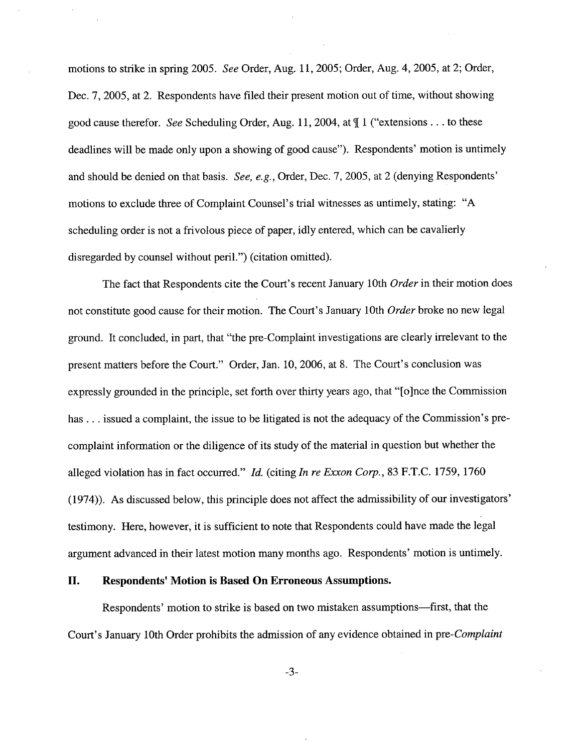motions to strike in spring 2005. *See* Order, Aug. 11, 2005; Order, Aug. 4, 2005, at 2; Order, Dec. 7, 2005, at 2. Respondents have filed their present motion out of time, without showing good cause therefor. *See* Scheduling Order, Aug. 11, 2004, at ¶ 1 ("extensions . . . to these deadlines will be made only upon a showing of good cause"). Respondents' motion is untimely and should be denied on that basis. *See, e.g.*, Order, Dec. 7, 2005, at 2 (denying Respondents' motions to exclude three of Complaint Counsel's trial witnesses as untimely, stating: "A scheduling order is not a frivolous piece of paper, idly entered, which can be cavalierly disregarded by counsel without peril.") (citation omitted).

The fact that Respondents cite the Court's recent January 10th *Order* in their motion does not constitute good cause for their motion. The Court's January 10th *Order* broke no new legal ground. It concluded, in part, that "the pre-Complaint investigations are clearly irrelevant to the present matters before the Court." Order, Jan. 10, 2006, at 8. The Court's conclusion was expressly grounded in the principle, set forth over thirty years ago, that "[o]nce the Commission has . . . issued a complaint, the issue to be litigated is not the adequacy of the Commission's pre-complaint information or the diligence of its study of the material in question but whether the alleged violation has in fact occurred." *Id.* (citing *In re Exxon Corp.*, 83 F.T.C. 1759, 1760 (1974)). As discussed below, this principle does not affect the admissibility of our investigators' testimony. Here, however, it is sufficient to note that Respondents could have made the legal argument advanced in their latest motion many months ago. Respondents' motion is untimely.

## II. Respondents' Motion is Based On Erroneous Assumptions.

Respondents' motion to strike is based on two mistaken assumptions—first, that the Court's January 10th Order prohibits the admission of any evidence obtained in pre-*Complaint*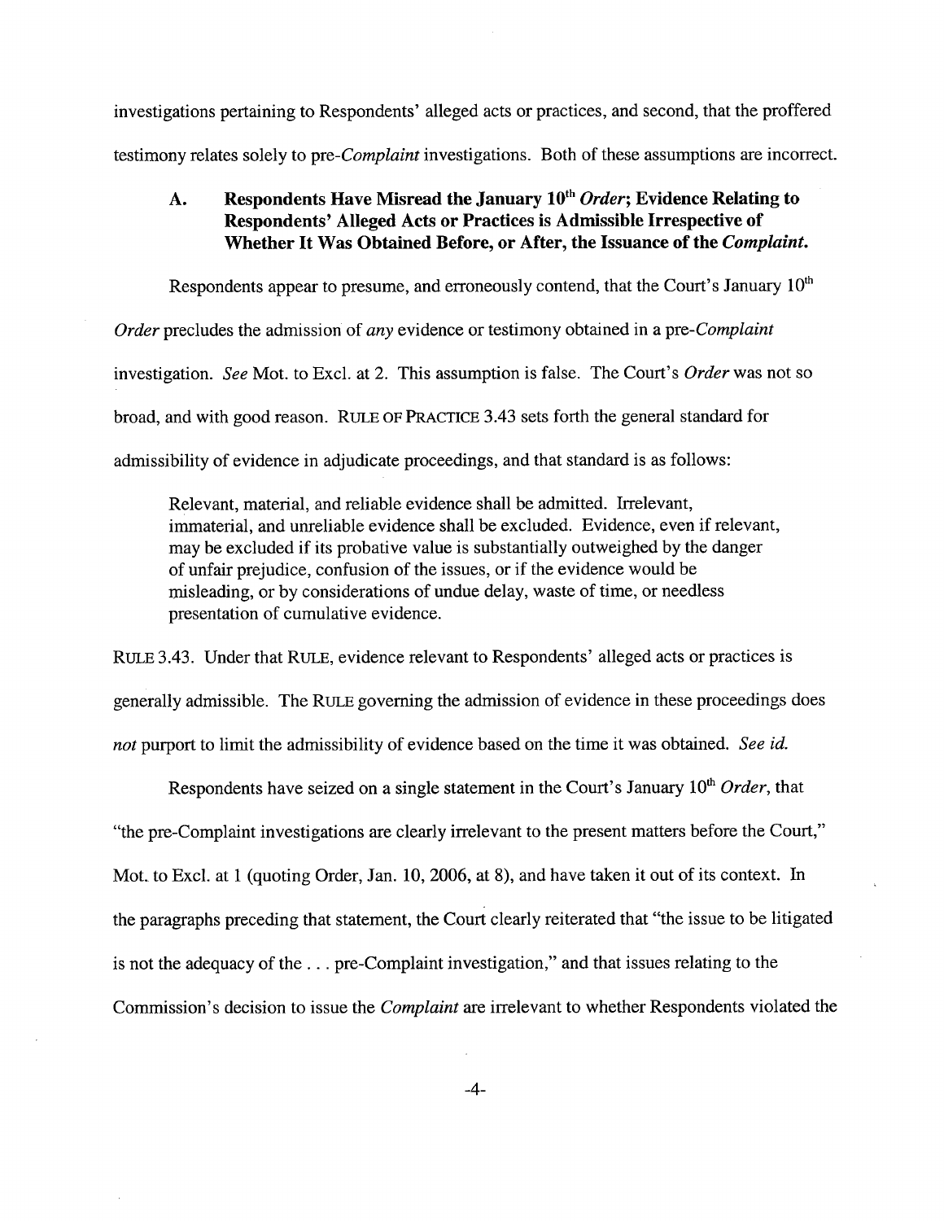investigations pertaining to Respondents' alleged acts or practices, and second, that the proffered testimony relates solely to pre-*Complaint* investigations. Both of these assumptions are incorrect.

### A. Respondents Have Misread the January 10th *Order*; Evidence Relating to Respondents' Alleged Acts or Practices is Admissible Irrespective of Whether It Was Obtained Before, or After, the Issuance of the *Complaint*.

Respondents appear to presume, and erroneously contend, that the Court's January 10th *Order* precludes the admission of *any* evidence or testimony obtained in a pre-*Complaint* investigation. *See* Mot. to Excl. at 2. This assumption is false. The Court's *Order* was not so broad, and with good reason. RULE OF PRACTICE 3.43 sets forth the general standard for admissibility of evidence in adjudicate proceedings, and that standard is as follows:

> Relevant, material, and reliable evidence shall be admitted. Irrelevant, immaterial, and unreliable evidence shall be excluded. Evidence, even if relevant, may be excluded if its probative value is substantially outweighed by the danger of unfair prejudice, confusion of the issues, or if the evidence would be misleading, or by considerations of undue delay, waste of time, or needless presentation of cumulative evidence.

RULE 3.43. Under that RULE, evidence relevant to Respondents' alleged acts or practices is generally admissible. The RULE governing the admission of evidence in these proceedings does *not* purport to limit the admissibility of evidence based on the time it was obtained. *See id.*

Respondents have seized on a single statement in the Court's January 10th *Order*, that "the pre-Complaint investigations are clearly irrelevant to the present matters before the Court," Mot. to Excl. at 1 (quoting Order, Jan. 10, 2006, at 8), and have taken it out of its context. In the paragraphs preceding that statement, the Court clearly reiterated that "the issue to be litigated is not the adequacy of the . . . pre-Complaint investigation," and that issues relating to the Commission's decision to issue the *Complaint* are irrelevant to whether Respondents violated the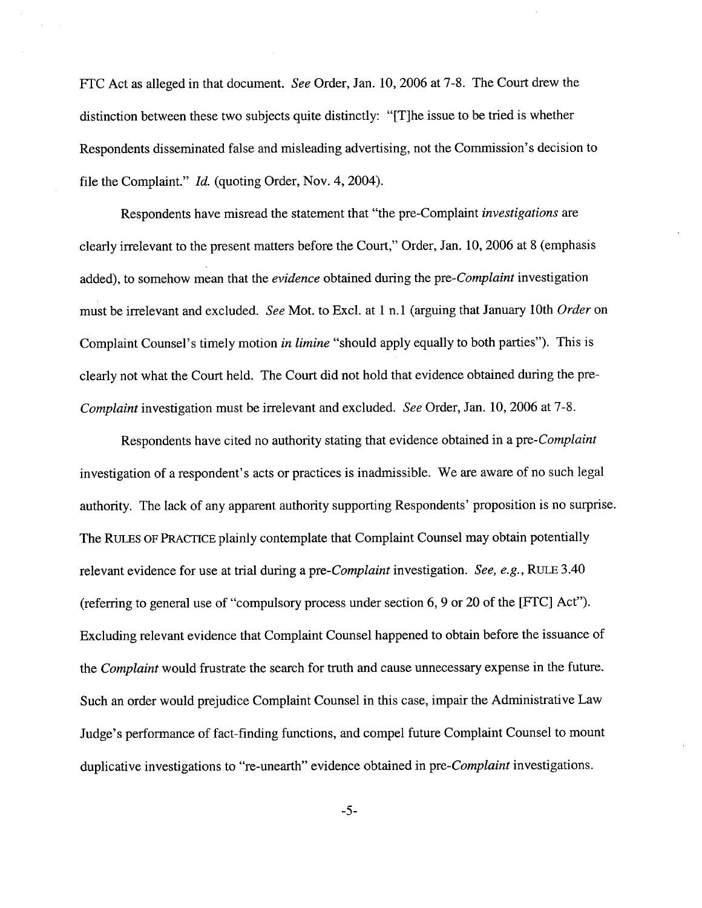FTC Act as alleged in that document. *See* Order, Jan. 10, 2006 at 7-8. The Court drew the distinction between these two subjects quite distinctly: "[T]he issue to be tried is whether Respondents disseminated false and misleading advertising, not the Commission's decision to file the Complaint." *Id.* (quoting Order, Nov. 4, 2004).

Respondents have misread the statement that "the pre-Complaint *investigations* are clearly irrelevant to the present matters before the Court," Order, Jan. 10, 2006 at 8 (emphasis added), to somehow mean that the *evidence* obtained during the pre-*Complaint* investigation must be irrelevant and excluded. *See* Mot. to Excl. at 1 n.1 (arguing that January 10th *Order* on Complaint Counsel's timely motion *in limine* "should apply equally to both parties"). This is clearly not what the Court held. The Court did not hold that evidence obtained during the pre-*Complaint* investigation must be irrelevant and excluded. *See* Order, Jan. 10, 2006 at 7-8.

Respondents have cited no authority stating that evidence obtained in a pre-*Complaint* investigation of a respondent's acts or practices is inadmissible. We are aware of no such legal authority. The lack of any apparent authority supporting Respondents' proposition is no surprise. The RULES OF PRACTICE plainly contemplate that Complaint Counsel may obtain potentially relevant evidence for use at trial during a pre-*Complaint* investigation. *See, e.g.*, RULE 3.40 (referring to general use of "compulsory process under section 6, 9 or 20 of the [FTC] Act"). Excluding relevant evidence that Complaint Counsel happened to obtain before the issuance of the *Complaint* would frustrate the search for truth and cause unnecessary expense in the future. Such an order would prejudice Complaint Counsel in this case, impair the Administrative Law Judge's performance of fact-finding functions, and compel future Complaint Counsel to mount duplicative investigations to "re-unearth" evidence obtained in pre-*Complaint* investigations.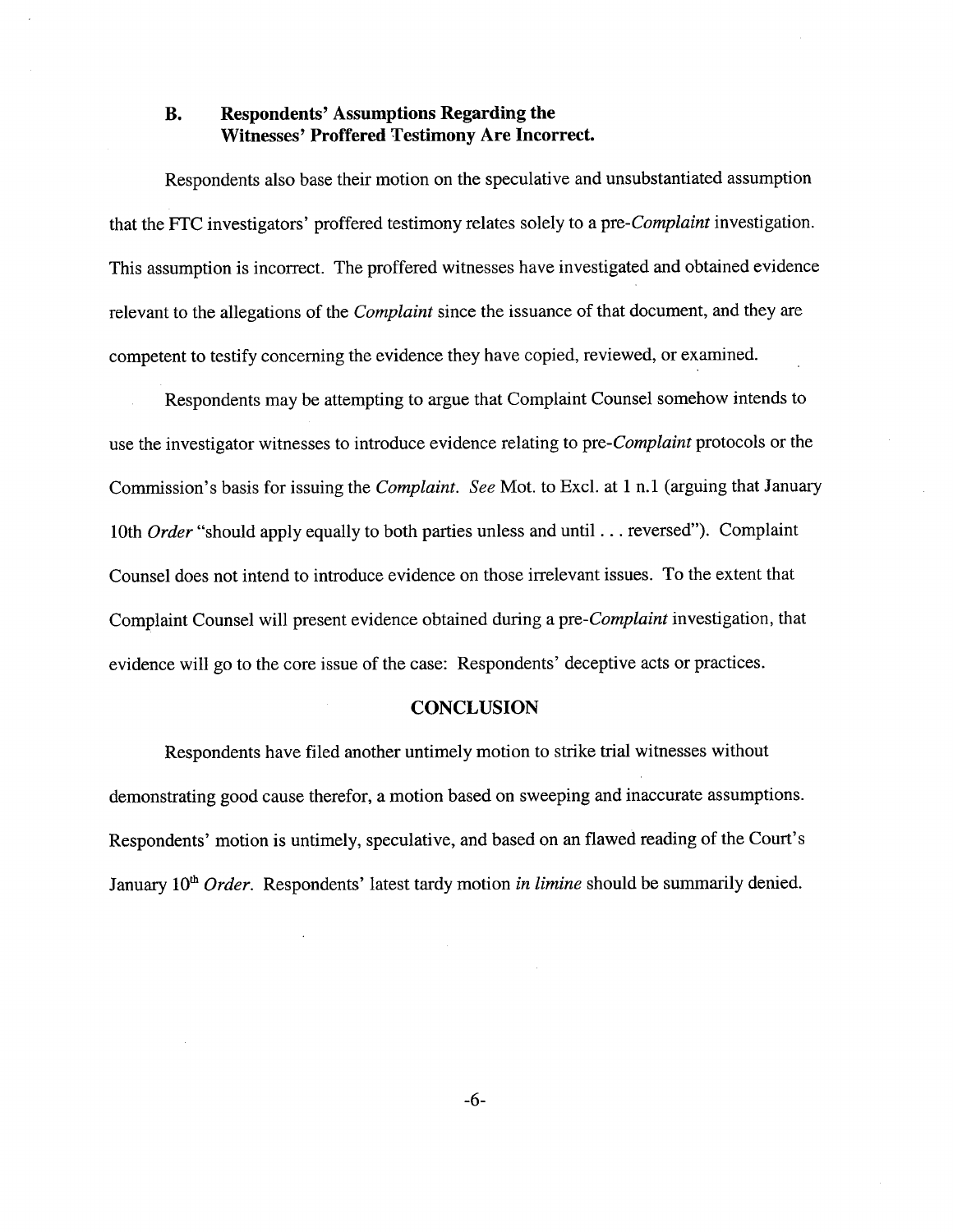### B. Respondents' Assumptions Regarding the Witnesses' Proffered Testimony Are Incorrect.

Respondents also base their motion on the speculative and unsubstantiated assumption that the FTC investigators' proffered testimony relates solely to a pre-*Complaint* investigation. This assumption is incorrect. The proffered witnesses have investigated and obtained evidence relevant to the allegations of the *Complaint* since the issuance of that document, and they are competent to testify concerning the evidence they have copied, reviewed, or examined.

Respondents may be attempting to argue that Complaint Counsel somehow intends to use the investigator witnesses to introduce evidence relating to pre-*Complaint* protocols or the Commission's basis for issuing the *Complaint*. *See* Mot. to Excl. at 1 n.1 (arguing that January 10th *Order* "should apply equally to both parties unless and until . . . reversed"). Complaint Counsel does not intend to introduce evidence on those irrelevant issues. To the extent that Complaint Counsel will present evidence obtained during a pre-*Complaint* investigation, that evidence will go to the core issue of the case: Respondents' deceptive acts or practices.

## CONCLUSION

Respondents have filed another untimely motion to strike trial witnesses without demonstrating good cause therefor, a motion based on sweeping and inaccurate assumptions. Respondents' motion is untimely, speculative, and based on an flawed reading of the Court's January 10th *Order*. Respondents' latest tardy motion *in limine* should be summarily denied.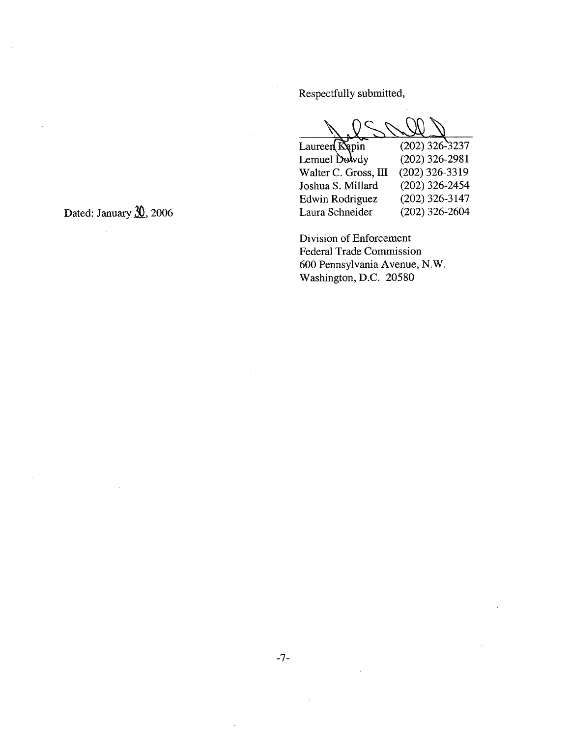Respectfully submitted,

| | |
|---|---|
| Laureen Kapin | (202) 326-3237 |
| Lemuel Dowdy | (202) 326-2981 |
| Walter C. Gross, III | (202) 326-3319 |
| Joshua S. Millard | (202) 326-2454 |
| Edwin Rodriguez | (202) 326-3147 |
| Laura Schneider | (202) 326-2604 |

Dated: January 30, 2006

Division of Enforcement
Federal Trade Commission
600 Pennsylvania Avenue, N.W.
Washington, D.C. 20580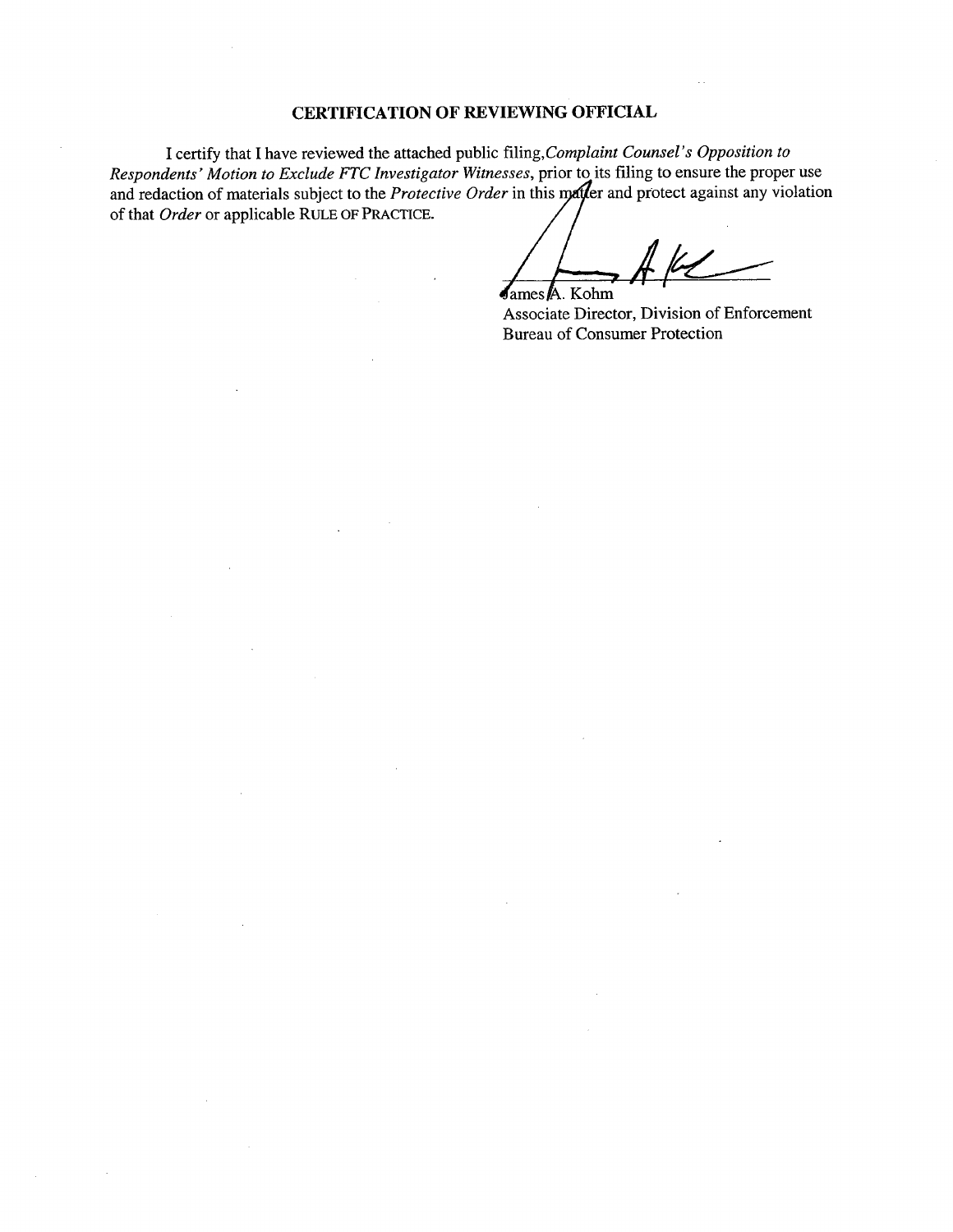## CERTIFICATION OF REVIEWING OFFICIAL

I certify that I have reviewed the attached public filing, *Complaint Counsel's Opposition to Respondents' Motion to Exclude FTC Investigator Witnesses*, prior to its filing to ensure the proper use and redaction of materials subject to the *Protective Order* in this matter and protect against any violation of that *Order* or applicable RULE OF PRACTICE.

James A. Kohm
Associate Director, Division of Enforcement
Bureau of Consumer Protection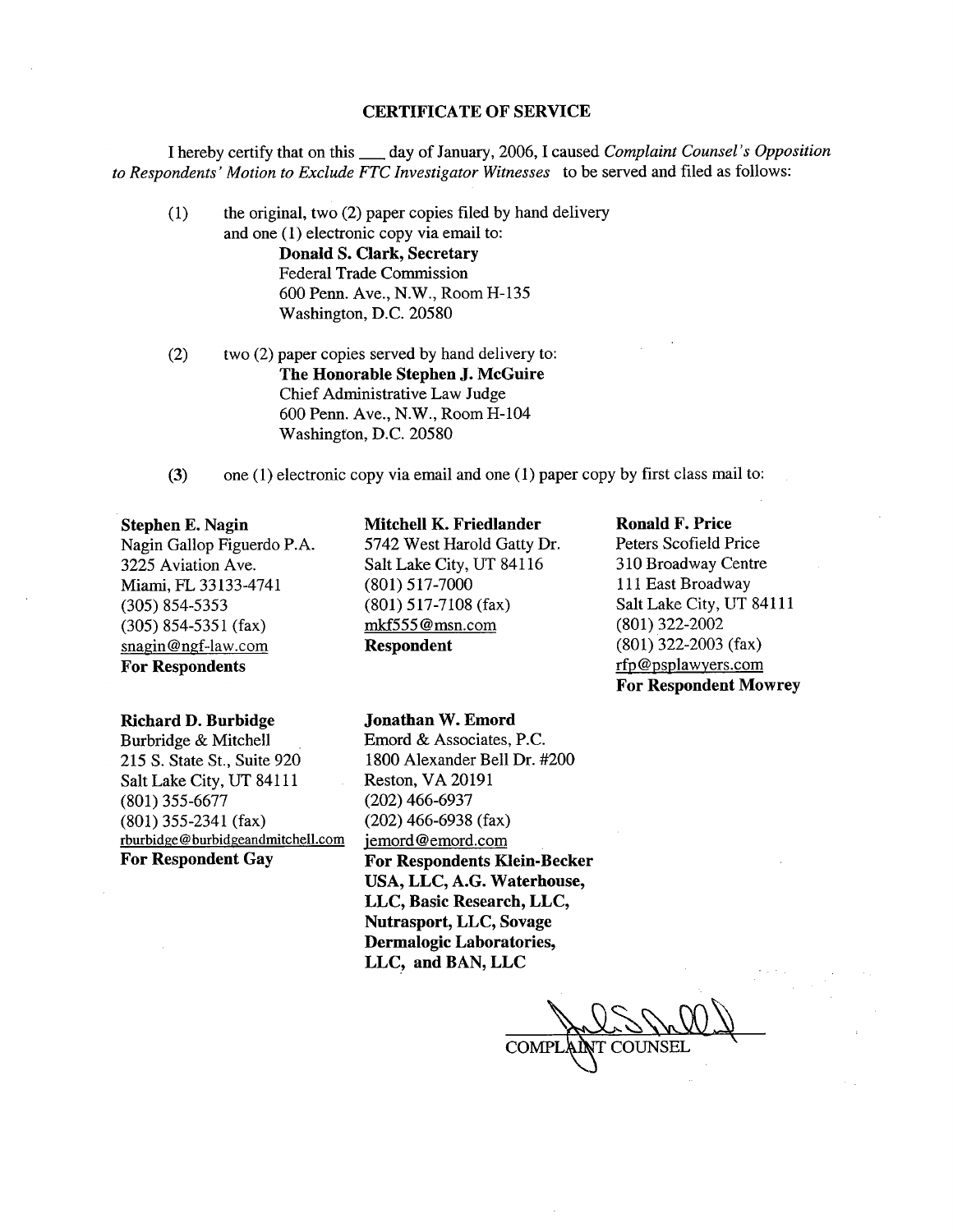## CERTIFICATE OF SERVICE

I hereby certify that on this ___ day of January, 2006, I caused *Complaint Counsel's Opposition to Respondents' Motion to Exclude FTC Investigator Witnesses* to be served and filed as follows:

(1) the original, two (2) paper copies filed by hand delivery and one (1) electronic copy via email to:

**Donald S. Clark, Secretary**
Federal Trade Commission
600 Penn. Ave., N.W., Room H-135
Washington, D.C. 20580

(2) two (2) paper copies served by hand delivery to:

**The Honorable Stephen J. McGuire**
Chief Administrative Law Judge
600 Penn. Ave., N.W., Room H-104
Washington, D.C. 20580

(3) one (1) electronic copy via email and one (1) paper copy by first class mail to:

**Stephen E. Nagin**
Nagin Gallop Figuerdo P.A.
3225 Aviation Ave.
Miami, FL 33133-4741
(305) 854-5353
(305) 854-5351 (fax)
snagin@ngf-law.com
**For Respondents**

**Mitchell K. Friedlander**
5742 West Harold Gatty Dr.
Salt Lake City, UT 84116
(801) 517-7000
(801) 517-7108 (fax)
mkf555@msn.com
**Respondent**

**Ronald F. Price**
Peters Scofield Price
310 Broadway Centre
111 East Broadway
Salt Lake City, UT 84111
(801) 322-2002
(801) 322-2003 (fax)
rfp@psplawyers.com
**For Respondent Mowrey**

**Richard D. Burbidge**
Burbridge & Mitchell
215 S. State St., Suite 920
Salt Lake City, UT 84111
(801) 355-6677
(801) 355-2341 (fax)
rburbidge@burbidgeandmitchell.com
**For Respondent Gay**

**Jonathan W. Emord**
Emord & Associates, P.C.
1800 Alexander Bell Dr. #200
Reston, VA 20191
(202) 466-6937
(202) 466-6938 (fax)
jemord@emord.com
**For Respondents Klein-Becker USA, LLC, A.G. Waterhouse, LLC, Basic Research, LLC, Nutrasport, LLC, Sovage Dermalogic Laboratories, LLC, and BAN, LLC**

COMPLAINT COUNSEL